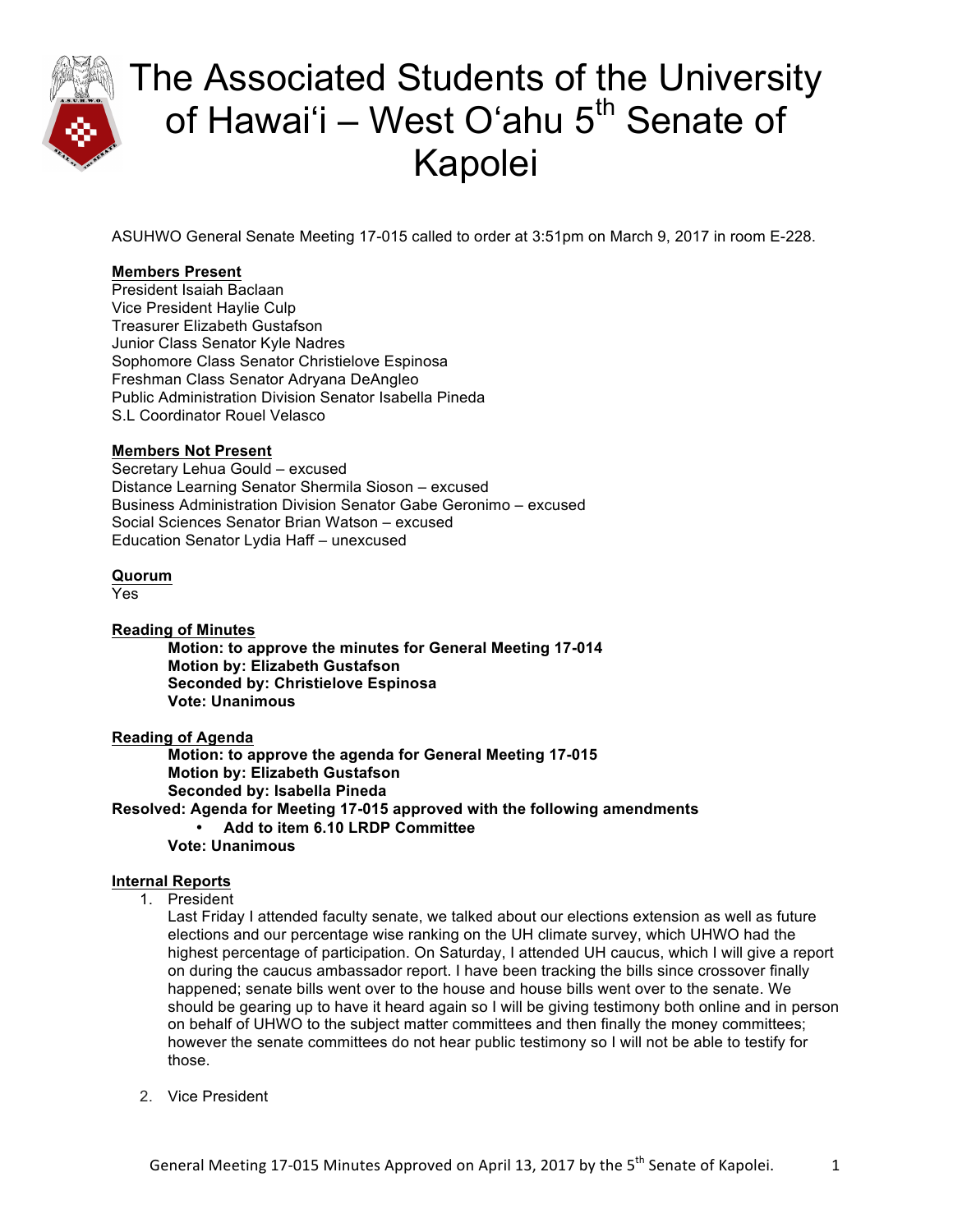# The Associated Students of the University of Hawaiʻi – West Oʻahu 5th Senate of Kapolei

ASUHWO General Senate Meeting 17-015 called to order at 3:51pm on March 9, 2017 in room E-228.

**Members Present**
President Isaiah Baclaan
Vice President Haylie Culp
Treasurer Elizabeth Gustafson
Junior Class Senator Kyle Nadres
Sophomore Class Senator Christielove Espinosa
Freshman Class Senator Adryana DeAngleo
Public Administration Division Senator Isabella Pineda
S.L Coordinator Rouel Velasco

**Members Not Present**
Secretary Lehua Gould – excused
Distance Learning Senator Shermila Sioson – excused
Business Administration Division Senator Gabe Geronimo – excused
Social Sciences Senator Brian Watson – excused
Education Senator Lydia Haff – unexcused

**Quorum**
Yes

**Reading of Minutes**

> **Motion: to approve the minutes for General Meeting 17-014**
> **Motion by: Elizabeth Gustafson**
> **Seconded by: Christielove Espinosa**
> **Vote: Unanimous**

**Reading of Agenda**

> **Motion: to approve the agenda for General Meeting 17-015**
> **Motion by: Elizabeth Gustafson**
> **Seconded by: Isabella Pineda**

**Resolved: Agenda for Meeting 17-015 approved with the following amendments**

- **Add to item 6.10 LRDP Committee**

> **Vote: Unanimous**

**Internal Reports**

1. President
   Last Friday I attended faculty senate, we talked about our elections extension as well as future elections and our percentage wise ranking on the UH climate survey, which UHWO had the highest percentage of participation. On Saturday, I attended UH caucus, which I will give a report on during the caucus ambassador report. I have been tracking the bills since crossover finally happened; senate bills went over to the house and house bills went over to the senate. We should be gearing up to have it heard again so I will be giving testimony both online and in person on behalf of UHWO to the subject matter committees and then finally the money committees; however the senate committees do not hear public testimony so I will not be able to testify for those.

2. Vice President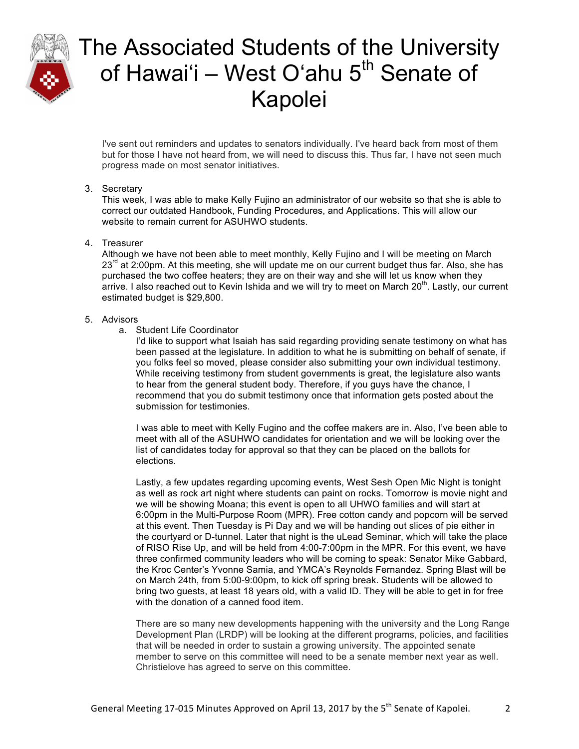I've sent out reminders and updates to senators individually. I've heard back from most of them but for those I have not heard from, we will need to discuss this. Thus far, I have not seen much progress made on most senator initiatives.

3. Secretary
   This week, I was able to make Kelly Fujino an administrator of our website so that she is able to correct our outdated Handbook, Funding Procedures, and Applications. This will allow our website to remain current for ASUHWO students.

4. Treasurer
   Although we have not been able to meet monthly, Kelly Fujino and I will be meeting on March 23rd at 2:00pm. At this meeting, she will update me on our current budget thus far. Also, she has purchased the two coffee heaters; they are on their way and she will let us know when they arrive. I also reached out to Kevin Ishida and we will try to meet on March 20th. Lastly, our current estimated budget is $29,800.

5. Advisors
   a. Student Life Coordinator
      I'd like to support what Isaiah has said regarding providing senate testimony on what has been passed at the legislature. In addition to what he is submitting on behalf of senate, if you folks feel so moved, please consider also submitting your own individual testimony. While receiving testimony from student governments is great, the legislature also wants to hear from the general student body. Therefore, if you guys have the chance, I recommend that you do submit testimony once that information gets posted about the submission for testimonies.

      I was able to meet with Kelly Fugino and the coffee makers are in. Also, I've been able to meet with all of the ASUHWO candidates for orientation and we will be looking over the list of candidates today for approval so that they can be placed on the ballots for elections.

      Lastly, a few updates regarding upcoming events, West Sesh Open Mic Night is tonight as well as rock art night where students can paint on rocks. Tomorrow is movie night and we will be showing Moana; this event is open to all UHWO families and will start at 6:00pm in the Multi-Purpose Room (MPR). Free cotton candy and popcorn will be served at this event. Then Tuesday is Pi Day and we will be handing out slices of pie either in the courtyard or D-tunnel. Later that night is the uLead Seminar, which will take the place of RISO Rise Up, and will be held from 4:00-7:00pm in the MPR. For this event, we have three confirmed community leaders who will be coming to speak: Senator Mike Gabbard, the Kroc Center's Yvonne Samia, and YMCA's Reynolds Fernandez. Spring Blast will be on March 24th, from 5:00-9:00pm, to kick off spring break. Students will be allowed to bring two guests, at least 18 years old, with a valid ID. They will be able to get in for free with the donation of a canned food item.

      There are so many new developments happening with the university and the Long Range Development Plan (LRDP) will be looking at the different programs, policies, and facilities that will be needed in order to sustain a growing university. The appointed senate member to serve on this committee will need to be a senate member next year as well. Christielove has agreed to serve on this committee.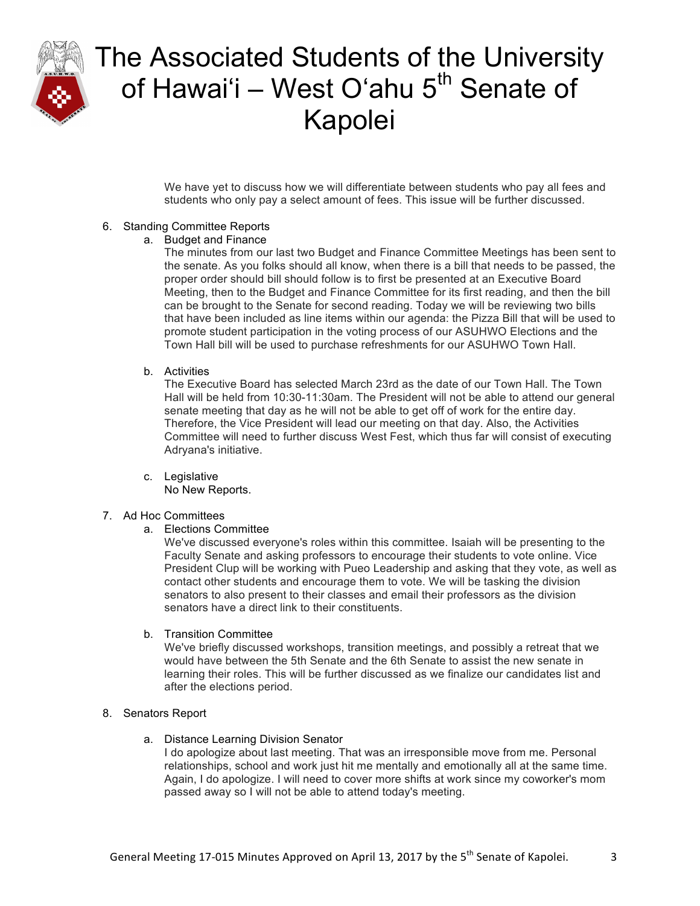We have yet to discuss how we will differentiate between students who pay all fees and students who only pay a select amount of fees. This issue will be further discussed.

6. Standing Committee Reports
   a. Budget and Finance
      The minutes from our last two Budget and Finance Committee Meetings has been sent to the senate. As you folks should all know, when there is a bill that needs to be passed, the proper order should bill should follow is to first be presented at an Executive Board Meeting, then to the Budget and Finance Committee for its first reading, and then the bill can be brought to the Senate for second reading. Today we will be reviewing two bills that have been included as line items within our agenda: the Pizza Bill that will be used to promote student participation in the voting process of our ASUHWO Elections and the Town Hall bill will be used to purchase refreshments for our ASUHWO Town Hall.

   b. Activities
      The Executive Board has selected March 23rd as the date of our Town Hall. The Town Hall will be held from 10:30-11:30am. The President will not be able to attend our general senate meeting that day as he will not be able to get off of work for the entire day. Therefore, the Vice President will lead our meeting on that day. Also, the Activities Committee will need to further discuss West Fest, which thus far will consist of executing Adryana's initiative.

   c. Legislative
      No New Reports.

7. Ad Hoc Committees
   a. Elections Committee
      We've discussed everyone's roles within this committee. Isaiah will be presenting to the Faculty Senate and asking professors to encourage their students to vote online. Vice President Clup will be working with Pueo Leadership and asking that they vote, as well as contact other students and encourage them to vote. We will be tasking the division senators to also present to their classes and email their professors as the division senators have a direct link to their constituents.

   b. Transition Committee
      We've briefly discussed workshops, transition meetings, and possibly a retreat that we would have between the 5th Senate and the 6th Senate to assist the new senate in learning their roles. This will be further discussed as we finalize our candidates list and after the elections period.

8. Senators Report

   a. Distance Learning Division Senator
      I do apologize about last meeting. That was an irresponsible move from me. Personal relationships, school and work just hit me mentally and emotionally all at the same time. Again, I do apologize. I will need to cover more shifts at work since my coworker's mom passed away so I will not be able to attend today's meeting.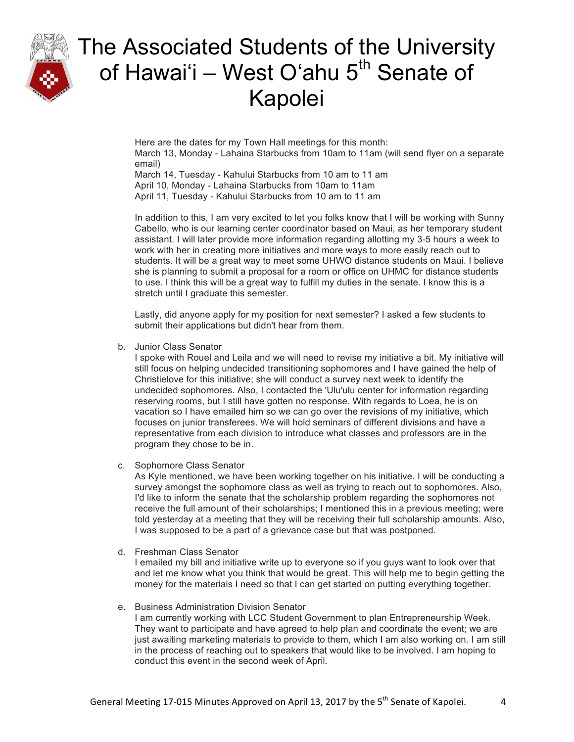Here are the dates for my Town Hall meetings for this month:
March 13, Monday - Lahaina Starbucks from 10am to 11am (will send flyer on a separate email)
March 14, Tuesday - Kahului Starbucks from 10 am to 11 am
April 10, Monday - Lahaina Starbucks from 10am to 11am
April 11, Tuesday - Kahului Starbucks from 10 am to 11 am

In addition to this, I am very excited to let you folks know that I will be working with Sunny Cabello, who is our learning center coordinator based on Maui, as her temporary student assistant. I will later provide more information regarding allotting my 3-5 hours a week to work with her in creating more initiatives and more ways to more easily reach out to students. It will be a great way to meet some UHWO distance students on Maui. I believe she is planning to submit a proposal for a room or office on UHMC for distance students to use. I think this will be a great way to fulfill my duties in the senate. I know this is a stretch until I graduate this semester.

Lastly, did anyone apply for my position for next semester? I asked a few students to submit their applications but didn't hear from them.

b. Junior Class Senator
I spoke with Rouel and Leila and we will need to revise my initiative a bit. My initiative will still focus on helping undecided transitioning sophomores and I have gained the help of Christielove for this initiative; she will conduct a survey next week to identify the undecided sophomores. Also, I contacted the 'Ulu'ulu center for information regarding reserving rooms, but I still have gotten no response. With regards to Loea, he is on vacation so I have emailed him so we can go over the revisions of my initiative, which focuses on junior transferees. We will hold seminars of different divisions and have a representative from each division to introduce what classes and professors are in the program they chose to be in.

c. Sophomore Class Senator
As Kyle mentioned, we have been working together on his initiative. I will be conducting a survey amongst the sophomore class as well as trying to reach out to sophomores. Also, I'd like to inform the senate that the scholarship problem regarding the sophomores not receive the full amount of their scholarships; I mentioned this in a previous meeting; were told yesterday at a meeting that they will be receiving their full scholarship amounts. Also, I was supposed to be a part of a grievance case but that was postponed.

d. Freshman Class Senator
I emailed my bill and initiative write up to everyone so if you guys want to look over that and let me know what you think that would be great. This will help me to begin getting the money for the materials I need so that I can get started on putting everything together.

e. Business Administration Division Senator
I am currently working with LCC Student Government to plan Entrepreneurship Week. They want to participate and have agreed to help plan and coordinate the event; we are just awaiting marketing materials to provide to them, which I am also working on. I am still in the process of reaching out to speakers that would like to be involved. I am hoping to conduct this event in the second week of April.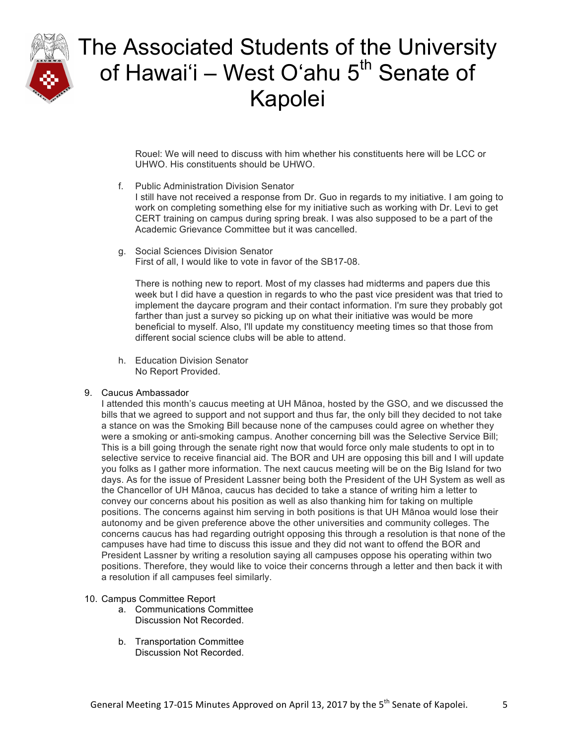Rouel: We will need to discuss with him whether his constituents here will be LCC or UHWO. His constituents should be UHWO.

f. Public Administration Division Senator
   I still have not received a response from Dr. Guo in regards to my initiative. I am going to work on completing something else for my initiative such as working with Dr. Levi to get CERT training on campus during spring break. I was also supposed to be a part of the Academic Grievance Committee but it was cancelled.

g. Social Sciences Division Senator
   First of all, I would like to vote in favor of the SB17-08.

   There is nothing new to report. Most of my classes had midterms and papers due this week but I did have a question in regards to who the past vice president was that tried to implement the daycare program and their contact information. I'm sure they probably got farther than just a survey so picking up on what their initiative was would be more beneficial to myself. Also, I'll update my constituency meeting times so that those from different social science clubs will be able to attend.

h. Education Division Senator
   No Report Provided.

9. Caucus Ambassador
   I attended this month's caucus meeting at UH Mānoa, hosted by the GSO, and we discussed the bills that we agreed to support and not support and thus far, the only bill they decided to not take a stance on was the Smoking Bill because none of the campuses could agree on whether they were a smoking or anti-smoking campus. Another concerning bill was the Selective Service Bill; This is a bill going through the senate right now that would force only male students to opt in to selective service to receive financial aid. The BOR and UH are opposing this bill and I will update you folks as I gather more information. The next caucus meeting will be on the Big Island for two days. As for the issue of President Lassner being both the President of the UH System as well as the Chancellor of UH Mānoa, caucus has decided to take a stance of writing him a letter to convey our concerns about his position as well as also thanking him for taking on multiple positions. The concerns against him serving in both positions is that UH Mānoa would lose their autonomy and be given preference above the other universities and community colleges. The concerns caucus has had regarding outright opposing this through a resolution is that none of the campuses have had time to discuss this issue and they did not want to offend the BOR and President Lassner by writing a resolution saying all campuses oppose his operating within two positions. Therefore, they would like to voice their concerns through a letter and then back it with a resolution if all campuses feel similarly.

10. Campus Committee Report
    a. Communications Committee
       Discussion Not Recorded.

    b. Transportation Committee
       Discussion Not Recorded.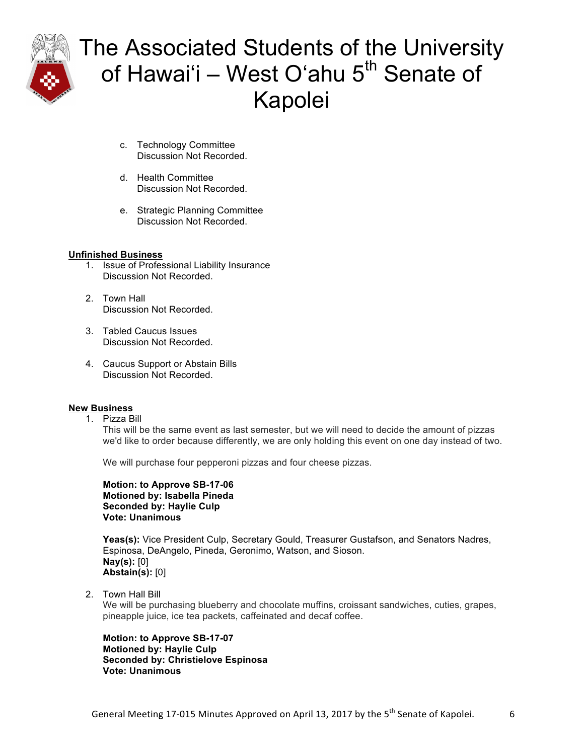c. Technology Committee
   Discussion Not Recorded.

d. Health Committee
   Discussion Not Recorded.

e. Strategic Planning Committee
   Discussion Not Recorded.

**Unfinished Business**

1. Issue of Professional Liability Insurance
   Discussion Not Recorded.

2. Town Hall
   Discussion Not Recorded.

3. Tabled Caucus Issues
   Discussion Not Recorded.

4. Caucus Support or Abstain Bills
   Discussion Not Recorded.

**New Business**

1. Pizza Bill
   This will be the same event as last semester, but we will need to decide the amount of pizzas we'd like to order because differently, we are only holding this event on one day instead of two.

   We will purchase four pepperoni pizzas and four cheese pizzas.

   **Motion: to Approve SB-17-06**
   **Motioned by: Isabella Pineda**
   **Seconded by: Haylie Culp**
   **Vote: Unanimous**

   **Yeas(s):** Vice President Culp, Secretary Gould, Treasurer Gustafson, and Senators Nadres, Espinosa, DeAngelo, Pineda, Geronimo, Watson, and Sioson.
   **Nay(s):** [0]
   **Abstain(s):** [0]

2. Town Hall Bill
   We will be purchasing blueberry and chocolate muffins, croissant sandwiches, cuties, grapes, pineapple juice, ice tea packets, caffeinated and decaf coffee.

   **Motion: to Approve SB-17-07**
   **Motioned by: Haylie Culp**
   **Seconded by: Christielove Espinosa**
   **Vote: Unanimous**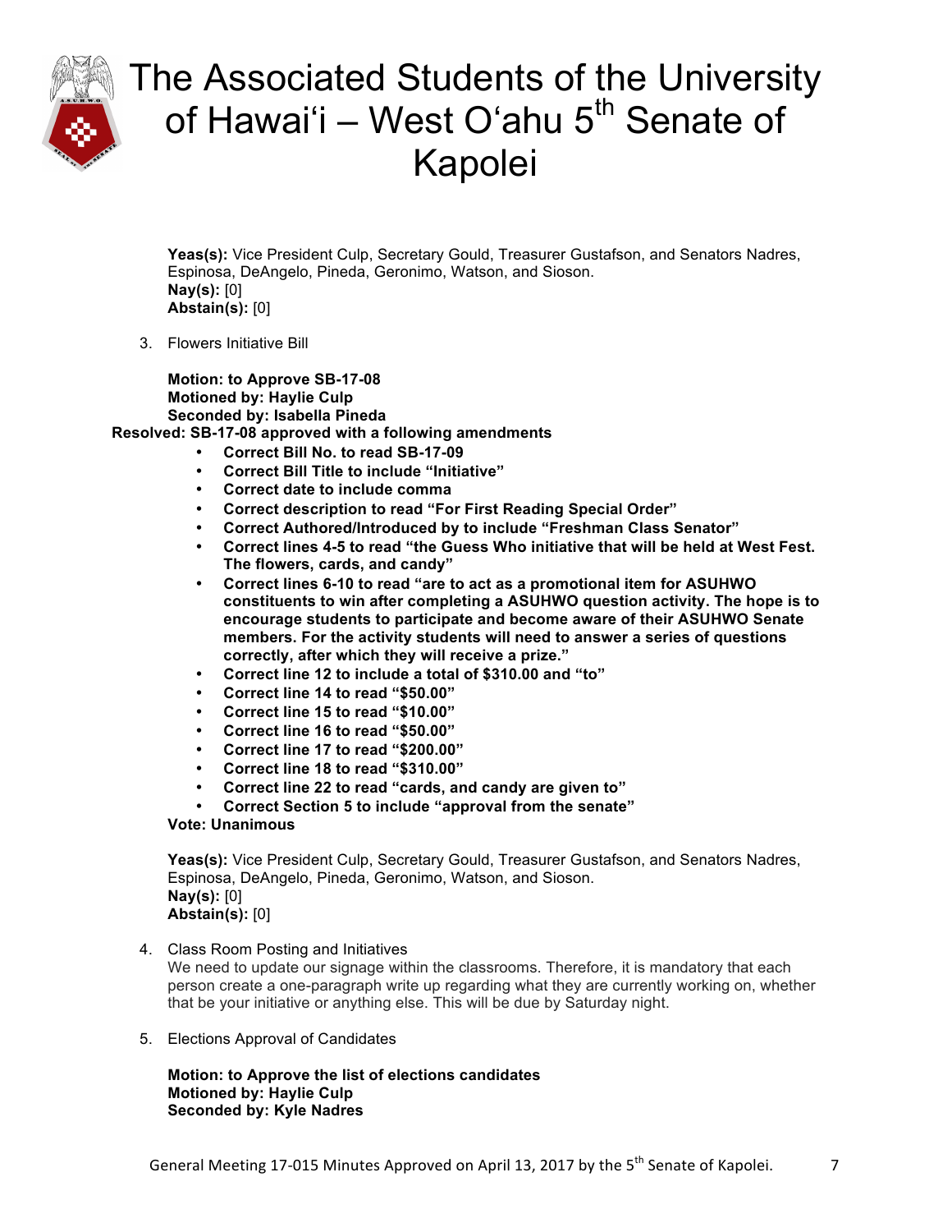**Yeas(s):** Vice President Culp, Secretary Gould, Treasurer Gustafson, and Senators Nadres, Espinosa, DeAngelo, Pineda, Geronimo, Watson, and Sioson.
**Nay(s):** [0]
**Abstain(s):** [0]

3. Flowers Initiative Bill

**Motion: to Approve SB-17-08**
**Motioned by: Haylie Culp**
**Seconded by: Isabella Pineda**
**Resolved: SB-17-08 approved with a following amendments**

- **Correct Bill No. to read SB-17-09**
- **Correct Bill Title to include "Initiative"**
- **Correct date to include comma**
- **Correct description to read "For First Reading Special Order"**
- **Correct Authored/Introduced by to include "Freshman Class Senator"**
- **Correct lines 4-5 to read "the Guess Who initiative that will be held at West Fest. The flowers, cards, and candy"**
- **Correct lines 6-10 to read "are to act as a promotional item for ASUHWO constituents to win after completing a ASUHWO question activity. The hope is to encourage students to participate and become aware of their ASUHWO Senate members. For the activity students will need to answer a series of questions correctly, after which they will receive a prize."**
- **Correct line 12 to include a total of $310.00 and "to"**
- **Correct line 14 to read "$50.00"**
- **Correct line 15 to read "$10.00"**
- **Correct line 16 to read "$50.00"**
- **Correct line 17 to read "$200.00"**
- **Correct line 18 to read "$310.00"**
- **Correct line 22 to read "cards, and candy are given to"**
- **Correct Section 5 to include "approval from the senate"**

**Vote: Unanimous**

**Yeas(s):** Vice President Culp, Secretary Gould, Treasurer Gustafson, and Senators Nadres, Espinosa, DeAngelo, Pineda, Geronimo, Watson, and Sioson.
**Nay(s):** [0]
**Abstain(s):** [0]

4. Class Room Posting and Initiatives
We need to update our signage within the classrooms. Therefore, it is mandatory that each person create a one-paragraph write up regarding what they are currently working on, whether that be your initiative or anything else. This will be due by Saturday night.

5. Elections Approval of Candidates

**Motion: to Approve the list of elections candidates**
**Motioned by: Haylie Culp**
**Seconded by: Kyle Nadres**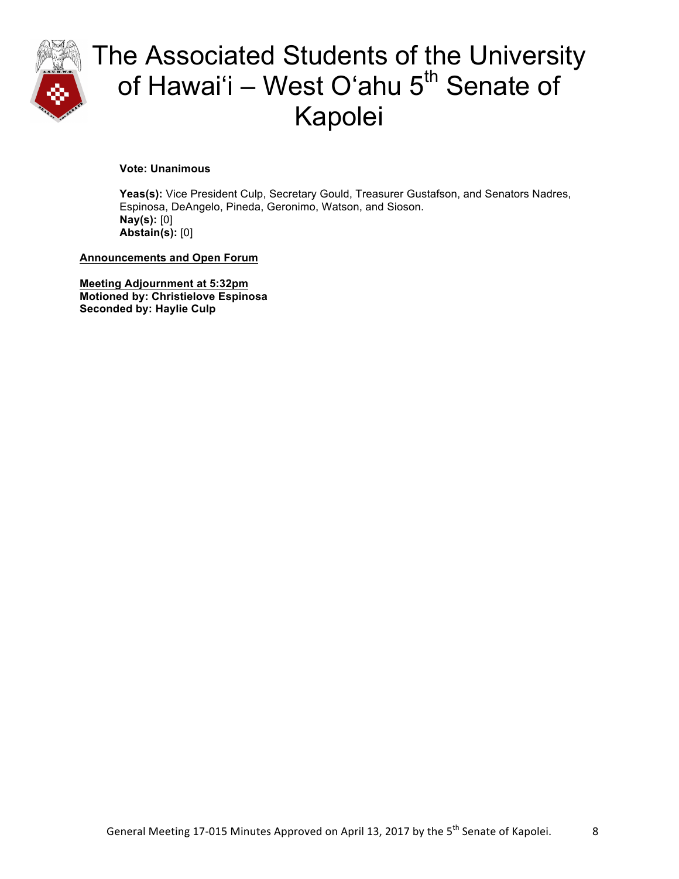**Vote: Unanimous**

**Yeas(s):** Vice President Culp, Secretary Gould, Treasurer Gustafson, and Senators Nadres, Espinosa, DeAngelo, Pineda, Geronimo, Watson, and Sioson.
**Nay(s):** [0]
**Abstain(s):** [0]

**<u>Announcements and Open Forum</u>**

**<u>Meeting Adjournment at 5:32pm</u>**
**Motioned by: Christielove Espinosa**
**Seconded by: Haylie Culp**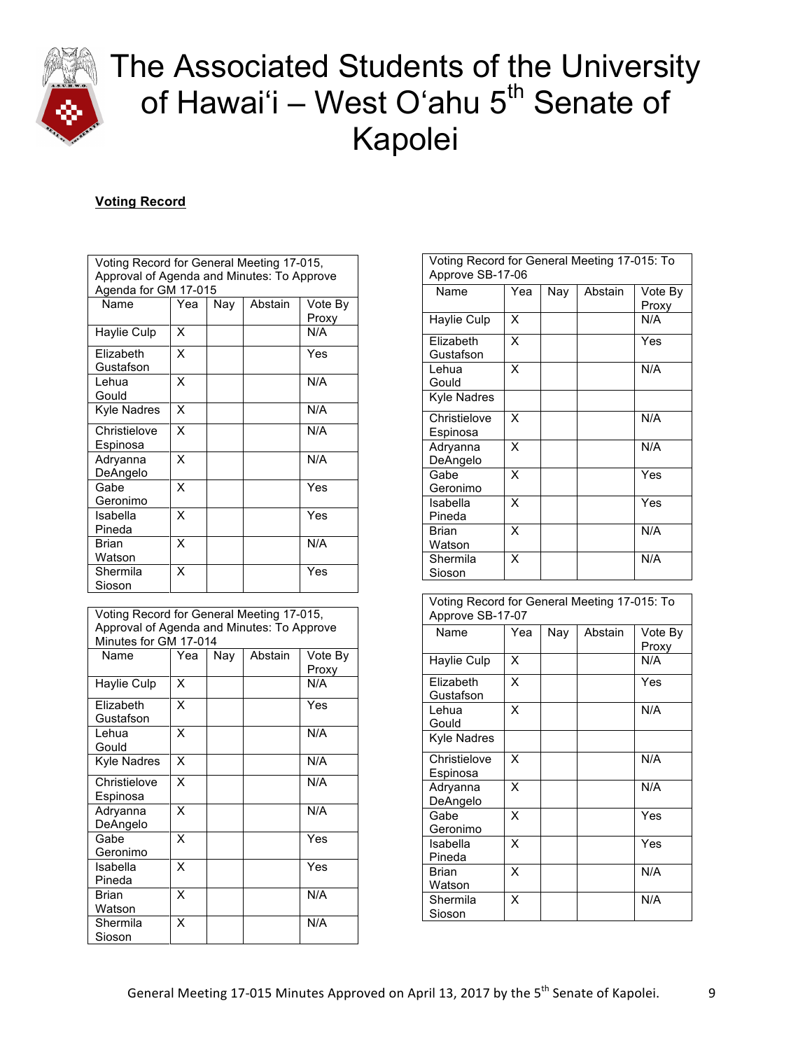# The Associated Students of the University of Hawaiʻi – West Oʻahu 5th Senate of Kapolei

**Voting Record**

| Voting Record for General Meeting 17-015, Approval of Agenda and Minutes: To Approve Agenda for GM 17-015 | | | | |
|---|---|---|---|---|
| Name | Yea | Nay | Abstain | Vote By Proxy |
| Haylie Culp | X | | | N/A |
| Elizabeth Gustafson | X | | | Yes |
| Lehua Gould | X | | | N/A |
| Kyle Nadres | X | | | N/A |
| Christielove Espinosa | X | | | N/A |
| Adryanna DeAngelo | X | | | N/A |
| Gabe Geronimo | X | | | Yes |
| Isabella Pineda | X | | | Yes |
| Brian Watson | X | | | N/A |
| Shermila Sioson | X | | | Yes |

| Voting Record for General Meeting 17-015, Approval of Agenda and Minutes: To Approve Minutes for GM 17-014 | | | | |
|---|---|---|---|---|
| Name | Yea | Nay | Abstain | Vote By Proxy |
| Haylie Culp | X | | | N/A |
| Elizabeth Gustafson | X | | | Yes |
| Lehua Gould | X | | | N/A |
| Kyle Nadres | X | | | N/A |
| Christielove Espinosa | X | | | N/A |
| Adryanna DeAngelo | X | | | N/A |
| Gabe Geronimo | X | | | Yes |
| Isabella Pineda | X | | | Yes |
| Brian Watson | X | | | N/A |
| Shermila Sioson | X | | | N/A |

| Voting Record for General Meeting 17-015: To Approve SB-17-06 | | | | |
|---|---|---|---|---|
| Name | Yea | Nay | Abstain | Vote By Proxy |
| Haylie Culp | X | | | N/A |
| Elizabeth Gustafson | X | | | Yes |
| Lehua Gould | X | | | N/A |
| Kyle Nadres | | | | |
| Christielove Espinosa | X | | | N/A |
| Adryanna DeAngelo | X | | | N/A |
| Gabe Geronimo | X | | | Yes |
| Isabella Pineda | X | | | Yes |
| Brian Watson | X | | | N/A |
| Shermila Sioson | X | | | N/A |

| Voting Record for General Meeting 17-015: To Approve SB-17-07 | | | | |
|---|---|---|---|---|
| Name | Yea | Nay | Abstain | Vote By Proxy |
| Haylie Culp | X | | | N/A |
| Elizabeth Gustafson | X | | | Yes |
| Lehua Gould | X | | | N/A |
| Kyle Nadres | | | | |
| Christielove Espinosa | X | | | N/A |
| Adryanna DeAngelo | X | | | N/A |
| Gabe Geronimo | X | | | Yes |
| Isabella Pineda | X | | | Yes |
| Brian Watson | X | | | N/A |
| Shermila Sioson | X | | | N/A |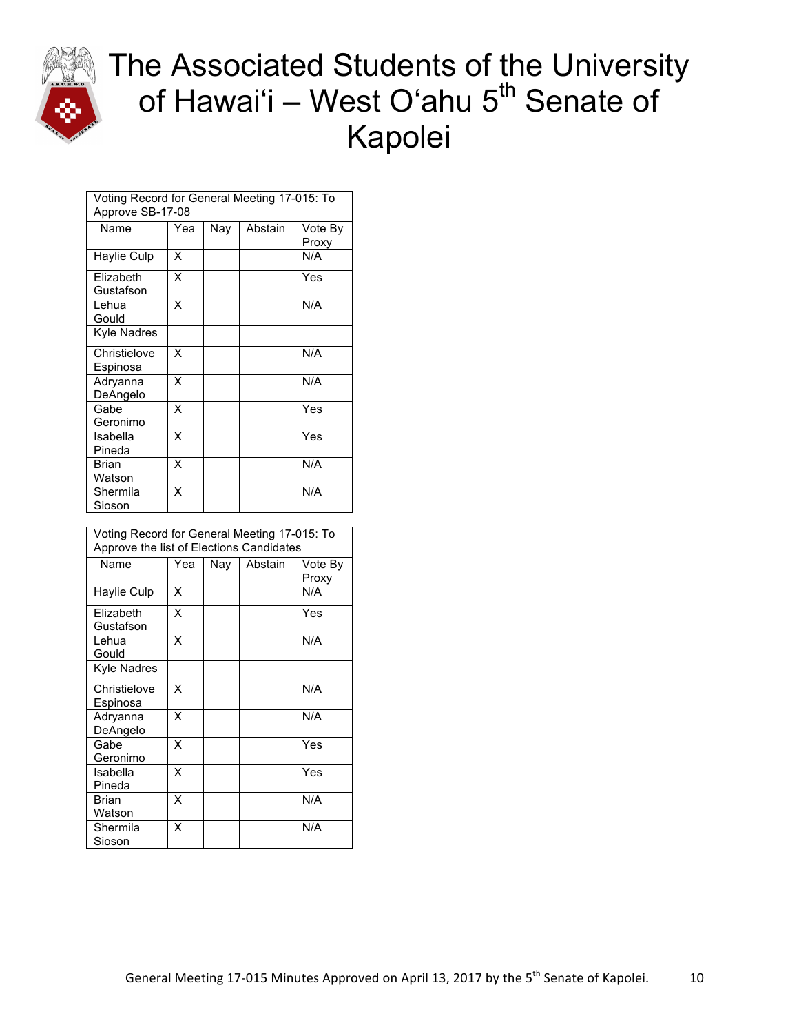# The Associated Students of the University of Hawai'i – West O'ahu 5th Senate of Kapolei

| Voting Record for General Meeting 17-015: To Approve SB-17-08 | | | | |
|---|---|---|---|---|
| Name | Yea | Nay | Abstain | Vote By Proxy |
| Haylie Culp | X | | | N/A |
| Elizabeth Gustafson | X | | | Yes |
| Lehua Gould | X | | | N/A |
| Kyle Nadres | | | | |
| Christielove Espinosa | X | | | N/A |
| Adryanna DeAngelo | X | | | N/A |
| Gabe Geronimo | X | | | Yes |
| Isabella Pineda | X | | | Yes |
| Brian Watson | X | | | N/A |
| Shermila Sioson | X | | | N/A |

| Voting Record for General Meeting 17-015: To Approve the list of Elections Candidates | | | | |
|---|---|---|---|---|
| Name | Yea | Nay | Abstain | Vote By Proxy |
| Haylie Culp | X | | | N/A |
| Elizabeth Gustafson | X | | | Yes |
| Lehua Gould | X | | | N/A |
| Kyle Nadres | | | | |
| Christielove Espinosa | X | | | N/A |
| Adryanna DeAngelo | X | | | N/A |
| Gabe Geronimo | X | | | Yes |
| Isabella Pineda | X | | | Yes |
| Brian Watson | X | | | N/A |
| Shermila Sioson | X | | | N/A |